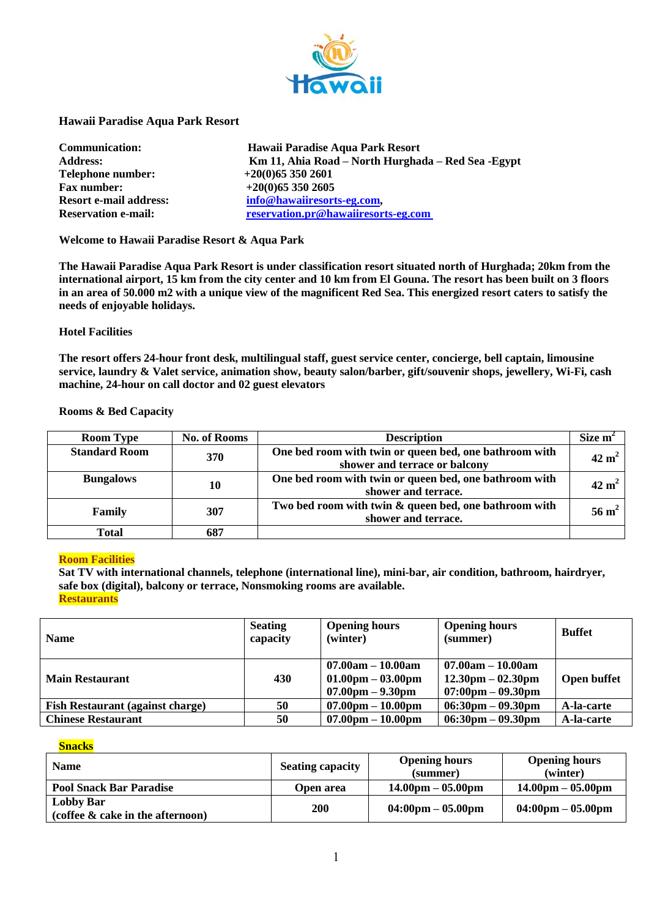**Hawaii Paradise Aqua Park Resort**

| | |
|---|---|
| **Communication:** | **Hawaii Paradise Aqua Park Resort** |
| **Address:** | **Km 11, Ahia Road – North Hurghada – Red Sea -Egypt** |
| **Telephone number:** | **+20(0)65 350 2601** |
| **Fax number:** | **+20(0)65 350 2605** |
| **Resort e-mail address:** | **info@hawaiiresorts-eg.com,** |
| **Reservation e-mail:** | **reservation.pr@hawaiiresorts-eg.com** |

**Welcome to Hawaii Paradise Resort & Aqua Park**

**The Hawaii Paradise Aqua Park Resort is under classification resort situated north of Hurghada; 20km from the international airport, 15 km from the city center and 10 km from El Gouna. The resort has been built on 3 floors in an area of 50.000 m2 with a unique view of the magnificent Red Sea. This energized resort caters to satisfy the needs of enjoyable holidays.**

**Hotel Facilities**

**The resort offers 24-hour front desk, multilingual staff, guest service center, concierge, bell captain, limousine service, laundry & Valet service, animation show, beauty salon/barber, gift/souvenir shops, jewellery, Wi-Fi, cash machine, 24-hour on call doctor and 02 guest elevators**

**Rooms & Bed Capacity**

| Room Type | No. of Rooms | Description | Size $m^2$ |
|---|---|---|---|
| Standard Room | 370 | One bed room with twin or queen bed, one bathroom with shower and terrace or balcony | 42 $m^2$ |
| Bungalows | 10 | One bed room with twin or queen bed, one bathroom with shower and terrace. | 42 $m^2$ |
| Family | 307 | Two bed room with twin & queen bed, one bathroom with shower and terrace. | 56 $m^2$ |
| Total | 687 | | |

**Room Facilities**

**Sat TV with international channels, telephone (international line), mini-bar, air condition, bathroom, hairdryer, safe box (digital), balcony or terrace, Nonsmoking rooms are available.**

**Restaurants**

| Name | Seating capacity | Opening hours (winter) | Opening hours (summer) | Buffet |
|---|---|---|---|---|
| Main Restaurant | 430 | 07.00am – 10.00am<br>01.00pm – 03.00pm<br>07.00pm – 9.30pm | 07.00am – 10.00am<br>12.30pm – 02.30pm<br>07:00pm – 09.30pm | Open buffet |
| Fish Restaurant (against charge) | 50 | 07.00pm – 10.00pm | 06:30pm – 09.30pm | A-la-carte |
| Chinese Restaurant | 50 | 07.00pm – 10.00pm | 06:30pm – 09.30pm | A-la-carte |

**Snacks**

| Name | Seating capacity | Opening hours (summer) | Opening hours (winter) |
|---|---|---|---|
| Pool Snack Bar Paradise | Open area | 14.00pm – 05.00pm | 14.00pm – 05.00pm |
| Lobby Bar (coffee & cake in the afternoon) | 200 | 04:00pm – 05.00pm | 04:00pm – 05.00pm |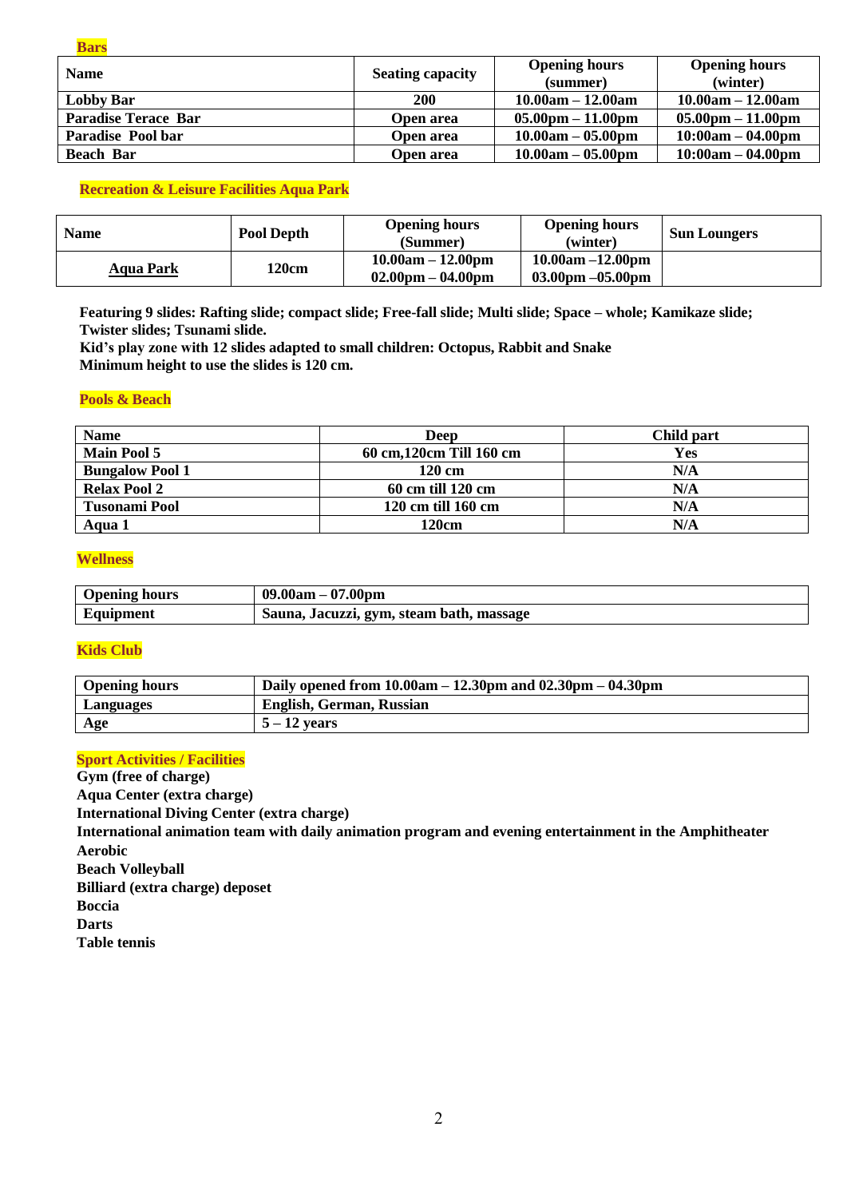**Bars**

| Name | Seating capacity | Opening hours (summer) | Opening hours (winter) |
|---|---|---|---|
| Lobby Bar | 200 | 10.00am – 12.00am | 10.00am – 12.00am |
| Paradise Terace Bar | Open area | 05.00pm – 11.00pm | 05.00pm – 11.00pm |
| Paradise Pool bar | Open area | 10.00am – 05.00pm | 10:00am – 04.00pm |
| Beach Bar | Open area | 10.00am – 05.00pm | 10:00am – 04.00pm |

**Recreation & Leisure Facilities Aqua Park**

| Name | Pool Depth | Opening hours (Summer) | Opening hours (winter) | Sun Loungers |
|---|---|---|---|---|
| Aqua Park | 120cm | 10.00am – 12.00pm<br>02.00pm – 04.00pm | 10.00am –12.00pm<br>03.00pm –05.00pm | |

**Featuring 9 slides: Rafting slide; compact slide; Free-fall slide; Multi slide; Space – whole; Kamikaze slide; Twister slides; Tsunami slide.**
**Kid's play zone with 12 slides adapted to small children: Octopus, Rabbit and Snake**
**Minimum height to use the slides is 120 cm.**

**Pools & Beach**

| Name | Deep | Child part |
|---|---|---|
| Main Pool 5 | 60 cm,120cm Till 160 cm | Yes |
| Bungalow Pool 1 | 120 cm | N/A |
| Relax Pool 2 | 60 cm till 120 cm | N/A |
| Tusonami Pool | 120 cm till 160 cm | N/A |
| Aqua 1 | 120cm | N/A |

**Wellness**

| | |
|---|---|
| Opening hours | 09.00am – 07.00pm |
| Equipment | Sauna, Jacuzzi, gym, steam bath, massage |

**Kids Club**

| | |
|---|---|
| Opening hours | Daily opened from 10.00am – 12.30pm and 02.30pm – 04.30pm |
| Languages | English, German, Russian |
| Age | 5 – 12 years |

**Sport Activities / Facilities**

**Gym (free of charge)**
**Aqua Center (extra charge)**
**International Diving Center (extra charge)**
**International animation team with daily animation program and evening entertainment in the Amphitheater**
**Aerobic**
**Beach Volleyball**
**Billiard (extra charge) deposet**
**Boccia**
**Darts**
**Table tennis**